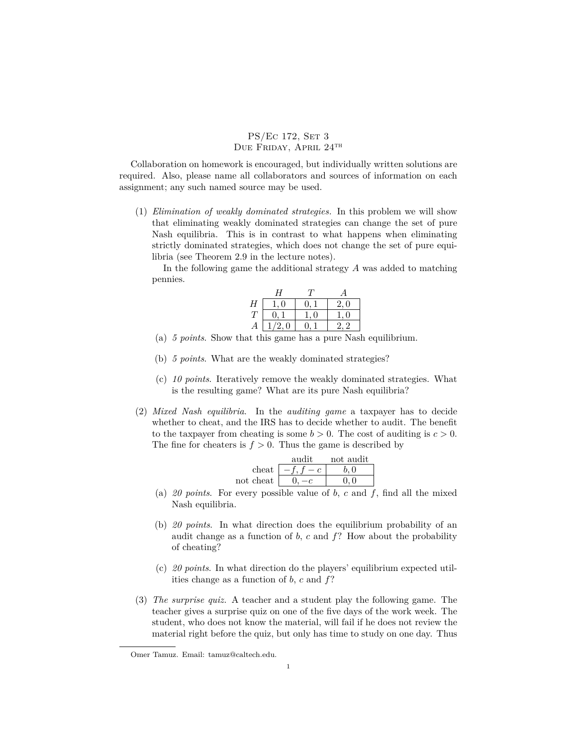PS/Ec 172, Set 3
Due Friday, April 24th

Collaboration on homework is encouraged, but individually written solutions are required. Also, please name all collaborators and sources of information on each assignment; any such named source may be used.

(1) *Elimination of weakly dominated strategies.* In this problem we will show that eliminating weakly dominated strategies can change the set of pure Nash equilibria. This is in contrast to what happens when eliminating strictly dominated strategies, which does not change the set of pure equilibria (see Theorem 2.9 in the lecture notes).

In the following game the additional strategy $A$ was added to matching pennies.

| | $H$ | $T$ | $A$ |
|---|---|---|---|
| $H$ | $1, 0$ | $0, 1$ | $2, 0$ |
| $T$ | $0, 1$ | $1, 0$ | $1, 0$ |
| $A$ | $1/2, 0$ | $0, 1$ | $2, 2$ |

(a) *5 points*. Show that this game has a pure Nash equilibrium.

(b) *5 points*. What are the weakly dominated strategies?

(c) *10 points*. Iteratively remove the weakly dominated strategies. What is the resulting game? What are its pure Nash equilibria?

(2) *Mixed Nash equilibria.* In the *auditing game* a taxpayer has to decide whether to cheat, and the IRS has to decide whether to audit. The benefit to the taxpayer from cheating is some $b > 0$. The cost of auditing is $c > 0$. The fine for cheaters is $f > 0$. Thus the game is described by

| | audit | not audit |
|---|---|---|
| cheat | $-f, f - c$ | $b, 0$ |
| not cheat | $0, -c$ | $0, 0$ |

(a) *20 points*. For every possible value of $b$, $c$ and $f$, find all the mixed Nash equilibria.

(b) *20 points*. In what direction does the equilibrium probability of an audit change as a function of $b$, $c$ and $f$? How about the probability of cheating?

(c) *20 points*. In what direction do the players' equilibrium expected utilities change as a function of $b$, $c$ and $f$?

(3) *The surprise quiz.* A teacher and a student play the following game. The teacher gives a surprise quiz on one of the five days of the work week. The student, who does not know the material, will fail if he does not review the material right before the quiz, but only has time to study on one day. Thus

Omer Tamuz. Email: tamuz@caltech.edu.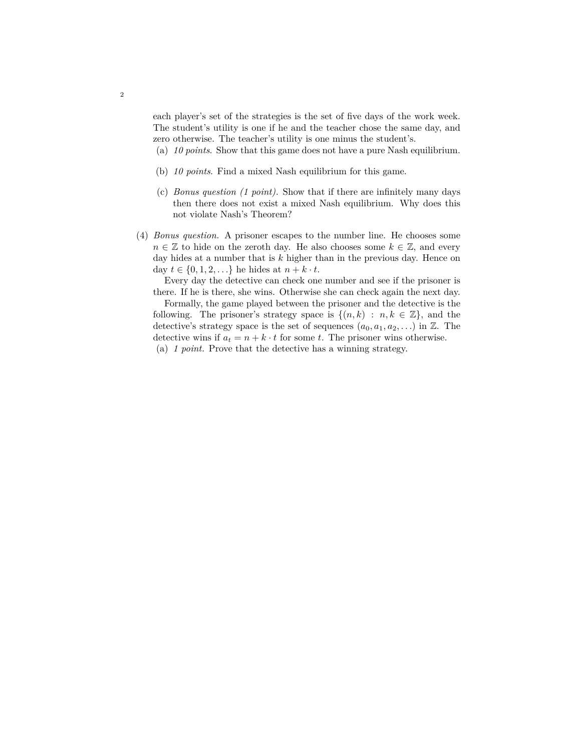each player's set of the strategies is the set of five days of the work week. The student's utility is one if he and the teacher chose the same day, and zero otherwise. The teacher's utility is one minus the student's.

(a) *10 points*. Show that this game does not have a pure Nash equilibrium.

(b) *10 points*. Find a mixed Nash equilibrium for this game.

(c) *Bonus question (1 point)*. Show that if there are infinitely many days then there does not exist a mixed Nash equilibrium. Why does this not violate Nash's Theorem?

(4) *Bonus question.* A prisoner escapes to the number line. He chooses some $n \in \mathbb{Z}$ to hide on the zeroth day. He also chooses some $k \in \mathbb{Z}$, and every day hides at a number that is $k$ higher than in the previous day. Hence on day $t \in \{0, 1, 2, \ldots\}$ he hides at $n + k \cdot t$.

Every day the detective can check one number and see if the prisoner is there. If he is there, she wins. Otherwise she can check again the next day.

Formally, the game played between the prisoner and the detective is the following. The prisoner's strategy space is $\{(n, k) : n, k \in \mathbb{Z}\}$, and the detective's strategy space is the set of sequences $(a_0, a_1, a_2, \ldots)$ in $\mathbb{Z}$. The detective wins if $a_t = n + k \cdot t$ for some $t$. The prisoner wins otherwise.

(a) *1 point.* Prove that the detective has a winning strategy.